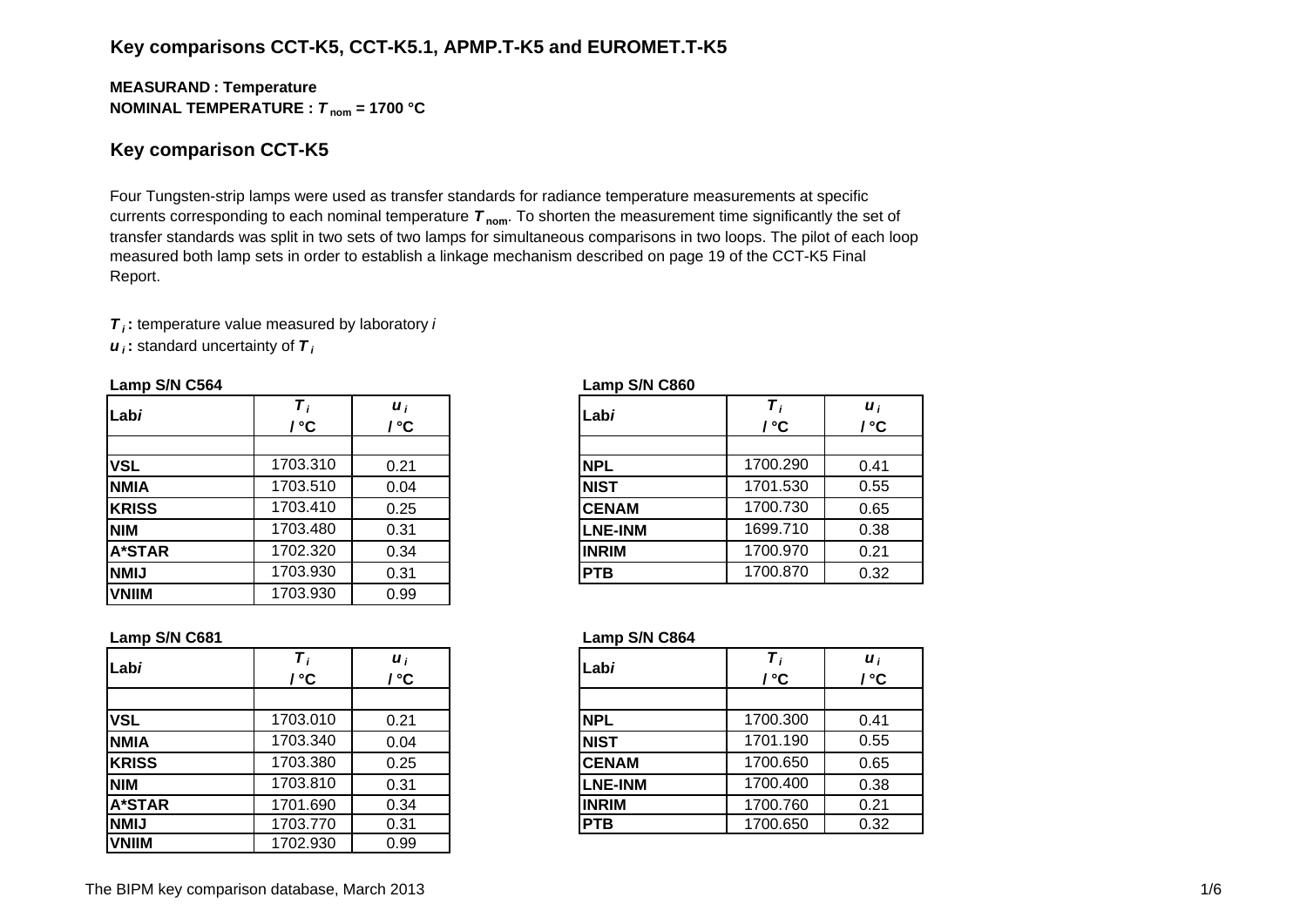## Key comparisons CCT-K5, CCT-K5.1, APMP.T-K5 and EUROMET.T-K5

**MEASURAND : Temperature**
**NOMINAL TEMPERATURE : $T_{nom}$ = 1700 °C**

## Key comparison CCT-K5

Four Tungsten-strip lamps were used as transfer standards for radiance temperature measurements at specific currents corresponding to each nominal temperature $T_{nom}$. To shorten the measurement time significantly the set of transfer standards was split in two sets of two lamps for simultaneous comparisons in two loops. The pilot of each loop measured both lamp sets in order to establish a linkage mechanism described on page 19 of the CCT-K5 Final Report.

$T_i$ **:** temperature value measured by laboratory *i*
$u_i$ **:** standard uncertainty of $T_i$

**Lamp S/N C564**

| Lab*i* | $T_i$ / °C | $u_i$ / °C |
|---|---|---|
| **VSL** | 1703.310 | 0.21 |
| **NMIA** | 1703.510 | 0.04 |
| **KRISS** | 1703.410 | 0.25 |
| **NIM** | 1703.480 | 0.31 |
| **A*STAR** | 1702.320 | 0.34 |
| **NMIJ** | 1703.930 | 0.31 |
| **VNIIM** | 1703.930 | 0.99 |

**Lamp S/N C860**

| Lab*i* | $T_i$ / °C | $u_i$ / °C |
|---|---|---|
| **NPL** | 1700.290 | 0.41 |
| **NIST** | 1701.530 | 0.55 |
| **CENAM** | 1700.730 | 0.65 |
| **LNE-INM** | 1699.710 | 0.38 |
| **INRIM** | 1700.970 | 0.21 |
| **PTB** | 1700.870 | 0.32 |

**Lamp S/N C681**

| Lab*i* | $T_i$ / °C | $u_i$ / °C |
|---|---|---|
| **VSL** | 1703.010 | 0.21 |
| **NMIA** | 1703.340 | 0.04 |
| **KRISS** | 1703.380 | 0.25 |
| **NIM** | 1703.810 | 0.31 |
| **A*STAR** | 1701.690 | 0.34 |
| **NMIJ** | 1703.770 | 0.31 |
| **VNIIM** | 1702.930 | 0.99 |

**Lamp S/N C864**

| Lab*i* | $T_i$ / °C | $u_i$ / °C |
|---|---|---|
| **NPL** | 1700.300 | 0.41 |
| **NIST** | 1701.190 | 0.55 |
| **CENAM** | 1700.650 | 0.65 |
| **LNE-INM** | 1700.400 | 0.38 |
| **INRIM** | 1700.760 | 0.21 |
| **PTB** | 1700.650 | 0.32 |

The BIPM key comparison database, March 2013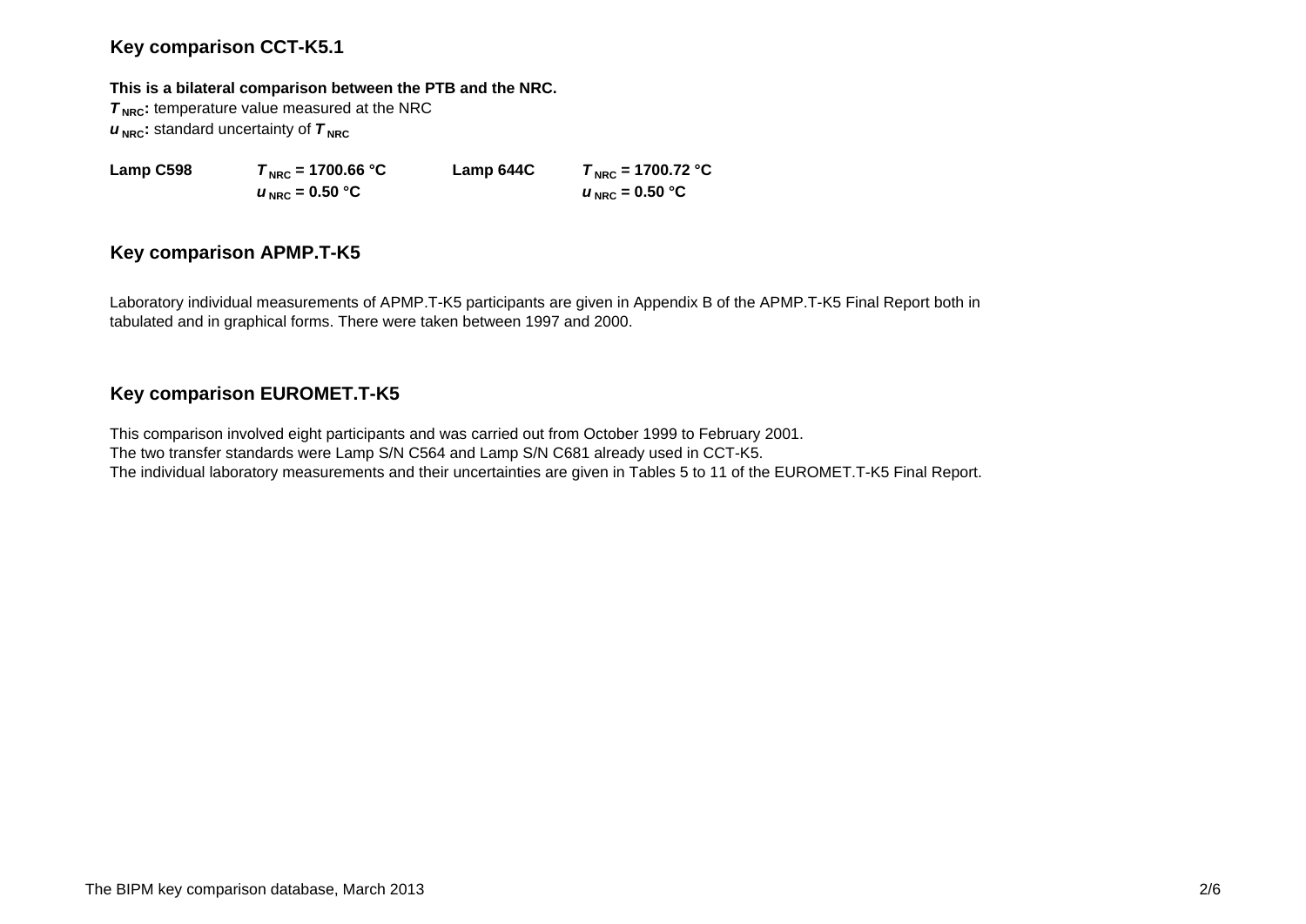## Key comparison CCT-K5.1

**This is a bilateral comparison between the PTB and the NRC.**

$T_{NRC}$**:** temperature value measured at the NRC

$u_{NRC}$**:** standard uncertainty of $T_{NRC}$

| | | | |
|---|---|---|---|
| **Lamp C598** | $T_{NRC}$ **= 1700.66 °C** | **Lamp 644C** | $T_{NRC}$ **= 1700.72 °C** |
| | $u_{NRC}$ **= 0.50 °C** | | $u_{NRC}$ **= 0.50 °C** |

## Key comparison APMP.T-K5

Laboratory individual measurements of APMP.T-K5 participants are given in Appendix B of the APMP.T-K5 Final Report both in tabulated and in graphical forms. There were taken between 1997 and 2000.

## Key comparison EUROMET.T-K5

This comparison involved eight participants and was carried out from October 1999 to February 2001.
The two transfer standards were Lamp S/N C564 and Lamp S/N C681 already used in CCT-K5.
The individual laboratory measurements and their uncertainties are given in Tables 5 to 11 of the EUROMET.T-K5 Final Report.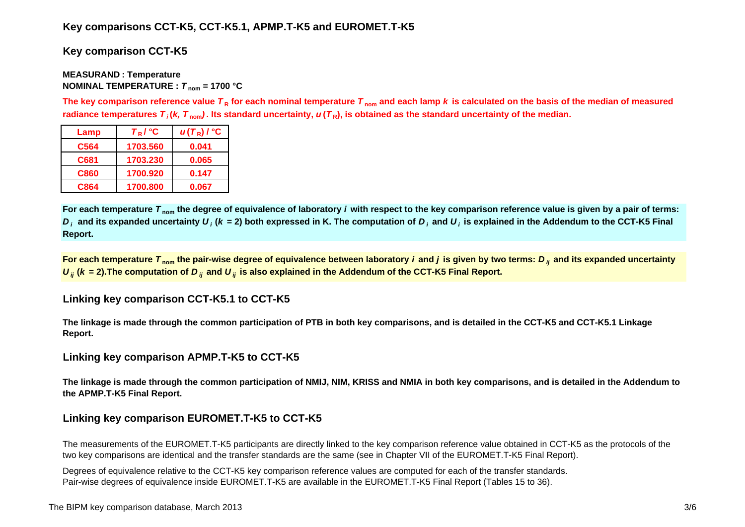## Key comparisons CCT-K5, CCT-K5.1, APMP.T-K5 and EUROMET.T-K5

### Key comparison CCT-K5

**MEASURAND : Temperature**
**NOMINAL TEMPERATURE : $T_{nom}$ = 1700 °C**

**The key comparison reference value $T_R$ for each nominal temperature $T_{nom}$ and each lamp $k$ is calculated on the basis of the median of measured radiance temperatures $T_i(k, T_{nom})$ . Its standard uncertainty, $u(T_R)$, is obtained as the standard uncertainty of the median.**

| Lamp | $T_R$ / °C | $u(T_R)$ / °C |
| --- | --- | --- |
| C564 | 1703.560 | 0.041 |
| C681 | 1703.230 | 0.065 |
| C860 | 1700.920 | 0.147 |
| C864 | 1700.800 | 0.067 |

**For each temperature $T_{nom}$ the degree of equivalence of laboratory $i$ with respect to the key comparison reference value is given by a pair of terms: $D_i$ and its expanded uncertainty $U_i$ ($k$ = 2) both expressed in K. The computation of $D_i$ and $U_i$ is explained in the Addendum to the CCT-K5 Final Report.**

**For each temperature $T_{nom}$ the pair-wise degree of equivalence between laboratory $i$ and $j$ is given by two terms: $D_{ij}$ and its expanded uncertainty $U_{ij}$ ($k$ = 2).The computation of $D_{ij}$ and $U_{ij}$ is also explained in the Addendum of the CCT-K5 Final Report.**

### Linking key comparison CCT-K5.1 to CCT-K5

**The linkage is made through the common participation of PTB in both key comparisons, and is detailed in the CCT-K5 and CCT-K5.1 Linkage Report.**

### Linking key comparison APMP.T-K5 to CCT-K5

**The linkage is made through the common participation of NMIJ, NIM, KRISS and NMIA in both key comparisons, and is detailed in the Addendum to the APMP.T-K5 Final Report.**

### Linking key comparison EUROMET.T-K5 to CCT-K5

The measurements of the EUROMET.T-K5 participants are directly linked to the key comparison reference value obtained in CCT-K5 as the protocols of the two key comparisons are identical and the transfer standards are the same (see in Chapter VII of the EUROMET.T-K5 Final Report).

Degrees of equivalence relative to the CCT-K5 key comparison reference values are computed for each of the transfer standards.
Pair-wise degrees of equivalence inside EUROMET.T-K5 are available in the EUROMET.T-K5 Final Report (Tables 15 to 36).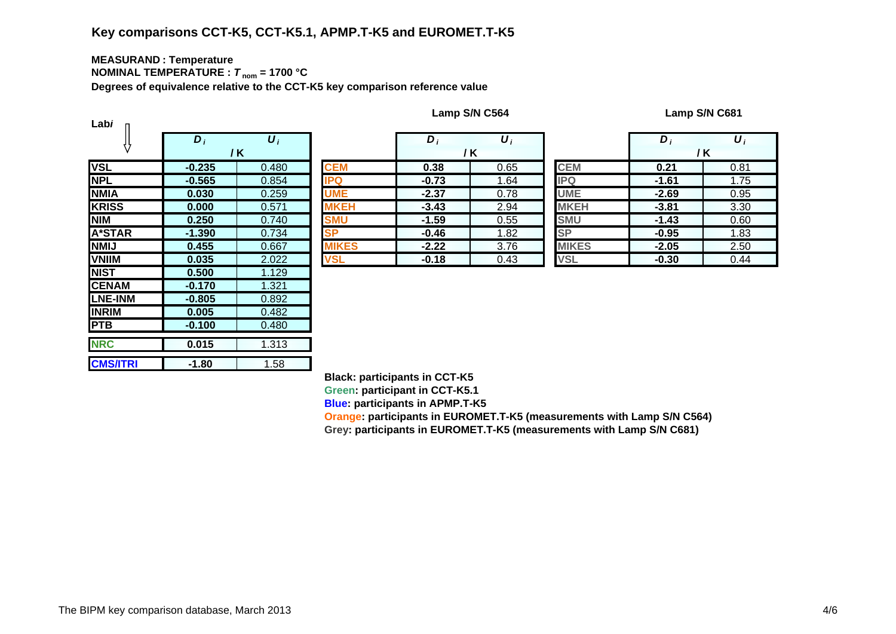## Key comparisons CCT-K5, CCT-K5.1, APMP.T-K5 and EUROMET.T-K5

**MEASURAND : Temperature**

**NOMINAL TEMPERATURE : $T_{nom}$ = 1700 °C**

**Degrees of equivalence relative to the CCT-K5 key comparison reference value**

| Lab *i* | $D_i$ / K | $U_i$ / K |
|---|---|---|
| VSL | -0.235 | 0.480 |
| NPL | -0.565 | 0.854 |
| NMIA | 0.030 | 0.259 |
| KRISS | 0.000 | 0.571 |
| NIM | 0.250 | 0.740 |
| A*STAR | -1.390 | 0.734 |
| NMIJ | 0.455 | 0.667 |
| VNIIM | 0.035 | 2.022 |
| NIST | 0.500 | 1.129 |
| CENAM | -0.170 | 1.321 |
| LNE-INM | -0.805 | 0.892 |
| INRIM | 0.005 | 0.482 |
| PTB | -0.100 | 0.480 |
| NRC | 0.015 | 1.313 |
| CMS/ITRI | -1.80 | 1.58 |

**Lamp S/N C564**

| Lab *i* | $D_i$ / K | $U_i$ / K |
|---|---|---|
| CEM | 0.38 | 0.65 |
| IPQ | -0.73 | 1.64 |
| UME | -2.37 | 0.78 |
| MKEH | -3.43 | 2.94 |
| SMU | -1.59 | 0.55 |
| SP | -0.46 | 1.82 |
| MIKES | -2.22 | 3.76 |
| VSL | -0.18 | 0.43 |

**Lamp S/N C681**

| Lab *i* | $D_i$ / K | $U_i$ / K |
|---|---|---|
| CEM | 0.21 | 0.81 |
| IPQ | -1.61 | 1.75 |
| UME | -2.69 | 0.95 |
| MKEH | -3.81 | 3.30 |
| SMU | -1.43 | 0.60 |
| SP | -0.95 | 1.83 |
| MIKES | -2.05 | 2.50 |
| VSL | -0.30 | 0.44 |

**Black: participants in CCT-K5**

**Green: participant in CCT-K5.1**

**Blue: participants in APMP.T-K5**

**Orange: participants in EUROMET.T-K5 (measurements with Lamp S/N C564)**

**Grey: participants in EUROMET.T-K5 (measurements with Lamp S/N C681)**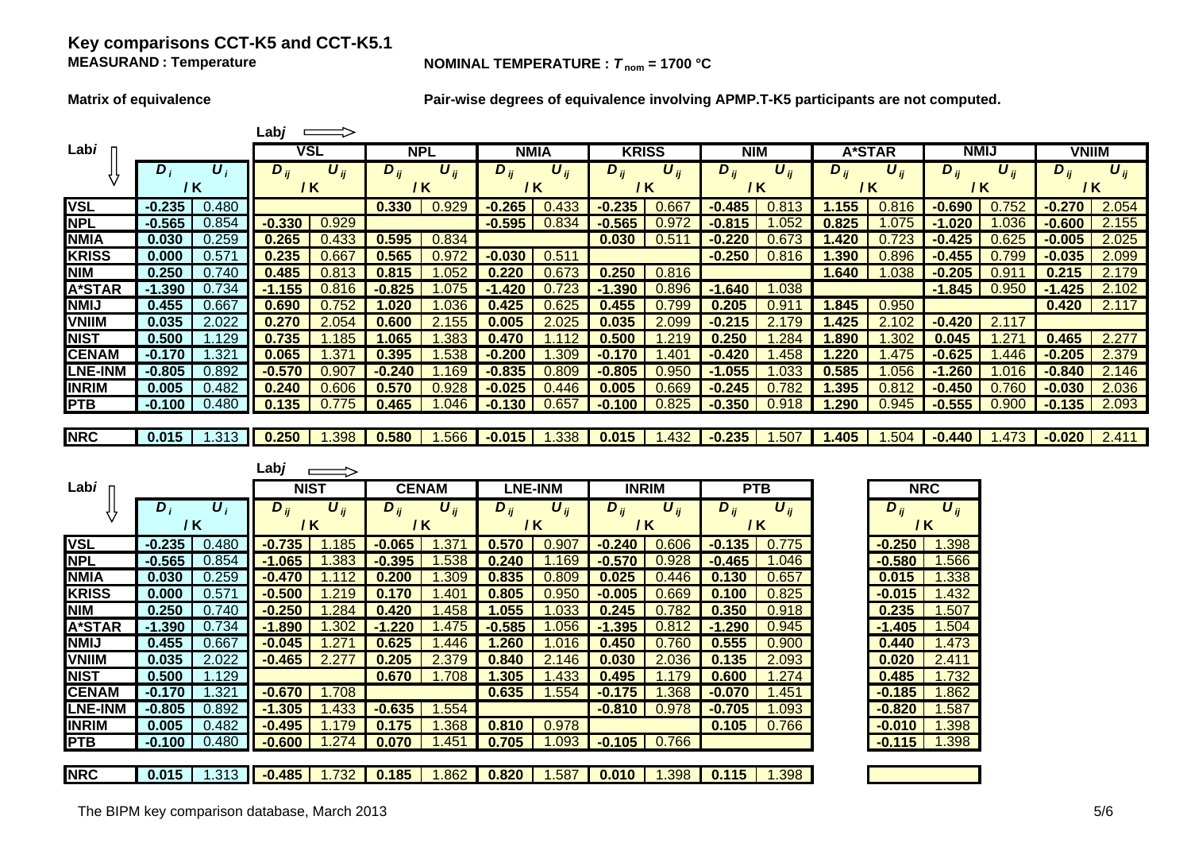# Key comparisons CCT-K5 and CCT-K5.1

**MEASURAND : Temperature**

**NOMINAL TEMPERATURE : $T_{nom}$ = 1700 °C**

**Matrix of equivalence**

**Pair-wise degrees of equivalence involving APMP.T-K5 participants are not computed.**

| Lab *i* ↓ \ Lab *j* ⟹ | $D_i$ / K | $U_i$ / K | VSL $D_{ij}$ / K | VSL $U_{ij}$ / K | NPL $D_{ij}$ / K | NPL $U_{ij}$ / K | NMIA $D_{ij}$ / K | NMIA $U_{ij}$ / K | KRISS $D_{ij}$ / K | KRISS $U_{ij}$ / K | NIM $D_{ij}$ / K | NIM $U_{ij}$ / K | A*STAR $D_{ij}$ / K | A*STAR $U_{ij}$ / K | NMIJ $D_{ij}$ / K | NMIJ $U_{ij}$ / K | VNIIM $D_{ij}$ / K | VNIIM $U_{ij}$ / K |
|---|---|---|---|---|---|---|---|---|---|---|---|---|---|---|---|---|---|---|
| **VSL** | -0.235 | 0.480 | | | 0.330 | 0.929 | -0.265 | 0.433 | -0.235 | 0.667 | -0.485 | 0.813 | 1.155 | 0.816 | -0.690 | 0.752 | -0.270 | 2.054 |
| **NPL** | -0.565 | 0.854 | -0.330 | 0.929 | | | -0.595 | 0.834 | -0.565 | 0.972 | -0.815 | 1.052 | 0.825 | 1.075 | -1.020 | 1.036 | -0.600 | 2.155 |
| **NMIA** | 0.030 | 0.259 | 0.265 | 0.433 | 0.595 | 0.834 | | | 0.030 | 0.511 | -0.220 | 0.673 | 1.420 | 0.723 | -0.425 | 0.625 | -0.005 | 2.025 |
| **KRISS** | 0.000 | 0.571 | 0.235 | 0.667 | 0.565 | 0.972 | -0.030 | 0.511 | | | -0.250 | 0.816 | 1.390 | 0.896 | -0.455 | 0.799 | -0.035 | 2.099 |
| **NIM** | 0.250 | 0.740 | 0.485 | 0.813 | 0.815 | 1.052 | 0.220 | 0.673 | 0.250 | 0.816 | | | 1.640 | 1.038 | -0.205 | 0.911 | 0.215 | 2.179 |
| **A*STAR** | -1.390 | 0.734 | -1.155 | 0.816 | -0.825 | 1.075 | -1.420 | 0.723 | -1.390 | 0.896 | -1.640 | 1.038 | | | -1.845 | 0.950 | -1.425 | 2.102 |
| **NMIJ** | 0.455 | 0.667 | 0.690 | 0.752 | 1.020 | 1.036 | 0.425 | 0.625 | 0.455 | 0.799 | 0.205 | 0.911 | 1.845 | 0.950 | | | 0.420 | 2.117 |
| **VNIIM** | 0.035 | 2.022 | 0.270 | 2.054 | 0.600 | 2.155 | 0.005 | 2.025 | 0.035 | 2.099 | -0.215 | 2.179 | 1.425 | 2.102 | -0.420 | 2.117 | | |
| **NIST** | 0.500 | 1.129 | 0.735 | 1.185 | 1.065 | 1.383 | 0.470 | 1.112 | 0.500 | 1.219 | 0.250 | 1.284 | 1.890 | 1.302 | 0.045 | 1.271 | 0.465 | 2.277 |
| **CENAM** | -0.170 | 1.321 | 0.065 | 1.371 | 0.395 | 1.538 | -0.200 | 1.309 | -0.170 | 1.401 | -0.420 | 1.458 | 1.220 | 1.475 | -0.625 | 1.446 | -0.205 | 2.379 |
| **LNE-INM** | -0.805 | 0.892 | -0.570 | 0.907 | -0.240 | 1.169 | -0.835 | 0.809 | -0.805 | 0.950 | -1.055 | 1.033 | 0.585 | 1.056 | -1.260 | 1.016 | -0.840 | 2.146 |
| **INRIM** | 0.005 | 0.482 | 0.240 | 0.606 | 0.570 | 0.928 | -0.025 | 0.446 | 0.005 | 0.669 | -0.245 | 0.782 | 1.395 | 0.812 | -0.450 | 0.760 | -0.030 | 2.036 |
| **PTB** | -0.100 | 0.480 | 0.135 | 0.775 | 0.465 | 1.046 | -0.130 | 0.657 | -0.100 | 0.825 | -0.350 | 0.918 | 1.290 | 0.945 | -0.555 | 0.900 | -0.135 | 2.093 |
| **NRC** | 0.015 | 1.313 | 0.250 | 1.398 | 0.580 | 1.566 | -0.015 | 1.338 | 0.015 | 1.432 | -0.235 | 1.507 | 1.405 | 1.504 | -0.440 | 1.473 | -0.020 | 2.411 |

| Lab *i* ↓ \ Lab *j* ⟹ | $D_i$ / K | $U_i$ / K | NIST $D_{ij}$ / K | NIST $U_{ij}$ / K | CENAM $D_{ij}$ / K | CENAM $U_{ij}$ / K | LNE-INM $D_{ij}$ / K | LNE-INM $U_{ij}$ / K | INRIM $D_{ij}$ / K | INRIM $U_{ij}$ / K | PTB $D_{ij}$ / K | PTB $U_{ij}$ / K | NRC $D_{ij}$ / K | NRC $U_{ij}$ / K |
|---|---|---|---|---|---|---|---|---|---|---|---|---|---|---|
| **VSL** | -0.235 | 0.480 | -0.735 | 1.185 | -0.065 | 1.371 | 0.570 | 0.907 | -0.240 | 0.606 | -0.135 | 0.775 | -0.250 | 1.398 |
| **NPL** | -0.565 | 0.854 | -1.065 | 1.383 | -0.395 | 1.538 | 0.240 | 1.169 | -0.570 | 0.928 | -0.465 | 1.046 | -0.580 | 1.566 |
| **NMIA** | 0.030 | 0.259 | -0.470 | 1.112 | 0.200 | 1.309 | 0.835 | 0.809 | 0.025 | 0.446 | 0.130 | 0.657 | 0.015 | 1.338 |
| **KRISS** | 0.000 | 0.571 | -0.500 | 1.219 | 0.170 | 1.401 | 0.805 | 0.950 | -0.005 | 0.669 | 0.100 | 0.825 | -0.015 | 1.432 |
| **NIM** | 0.250 | 0.740 | -0.250 | 1.284 | 0.420 | 1.458 | 1.055 | 1.033 | 0.245 | 0.782 | 0.350 | 0.918 | 0.235 | 1.507 |
| **A*STAR** | -1.390 | 0.734 | -1.890 | 1.302 | -1.220 | 1.475 | -0.585 | 1.056 | -1.395 | 0.812 | -1.290 | 0.945 | -1.405 | 1.504 |
| **NMIJ** | 0.455 | 0.667 | -0.045 | 1.271 | 0.625 | 1.446 | 1.260 | 1.016 | 0.450 | 0.760 | 0.555 | 0.900 | 0.440 | 1.473 |
| **VNIIM** | 0.035 | 2.022 | -0.465 | 2.277 | 0.205 | 2.379 | 0.840 | 2.146 | 0.030 | 2.036 | 0.135 | 2.093 | 0.020 | 2.411 |
| **NIST** | 0.500 | 1.129 | | | 0.670 | 1.708 | 1.305 | 1.433 | 0.495 | 1.179 | 0.600 | 1.274 | 0.485 | 1.732 |
| **CENAM** | -0.170 | 1.321 | -0.670 | 1.708 | | | 0.635 | 1.554 | -0.175 | 1.368 | -0.070 | 1.451 | -0.185 | 1.862 |
| **LNE-INM** | -0.805 | 0.892 | -1.305 | 1.433 | -0.635 | 1.554 | | | -0.810 | 0.978 | -0.705 | 1.093 | -0.820 | 1.587 |
| **INRIM** | 0.005 | 0.482 | -0.495 | 1.179 | 0.175 | 1.368 | 0.810 | 0.978 | | | 0.105 | 0.766 | -0.010 | 1.398 |
| **PTB** | -0.100 | 0.480 | -0.600 | 1.274 | 0.070 | 1.451 | 0.705 | 1.093 | -0.105 | 0.766 | | | -0.115 | 1.398 |
| **NRC** | 0.015 | 1.313 | -0.485 | 1.732 | 0.185 | 1.862 | 0.820 | 1.587 | 0.010 | 1.398 | 0.115 | 1.398 | | |

The BIPM key comparison database, March 2013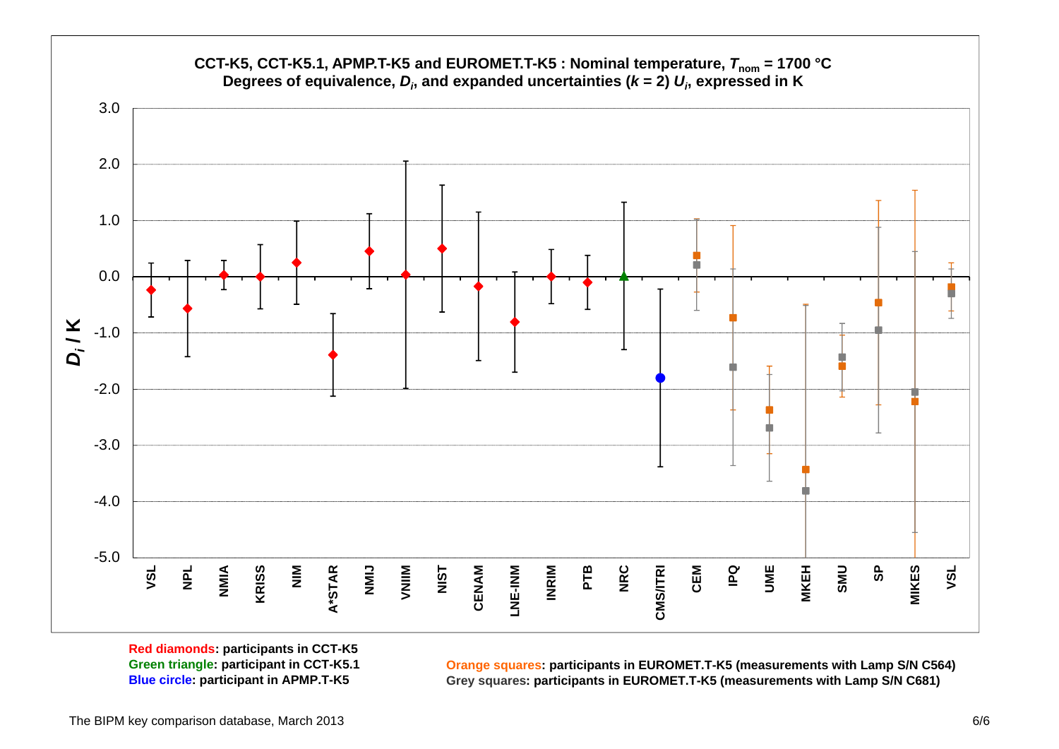**CCT-K5, CCT-K5.1, APMP.T-K5 and EUROMET.T-K5 : Nominal temperature, $T_{nom}$ = 1700 °C**
**Degrees of equivalence, $D_i$, and expanded uncertainties ($k$ = 2) $U_i$, expressed in K**

$D_i$ / K

3.0
2.0
1.0
0.0
-1.0
-2.0
-3.0
-4.0
-5.0

VSL
NPL
NMIA
KRISS
NIM
A*STAR
NMIJ
VNIIM
NIST
CENAM
LNE-INM
INRIM
PTB
NRC
CMS/ITRI
CEM
IPQ
UME
MKEH
SMU
SP
MIKES
VSL

**Red diamonds: participants in CCT-K5**
**Green triangle: participant in CCT-K5.1**
**Blue circle: participant in APMP.T-K5**

**Orange squares: participants in EUROMET.T-K5 (measurements with Lamp S/N C564)**
**Grey squares: participants in EUROMET.T-K5 (measurements with Lamp S/N C681)**

The BIPM key comparison database, March 2013